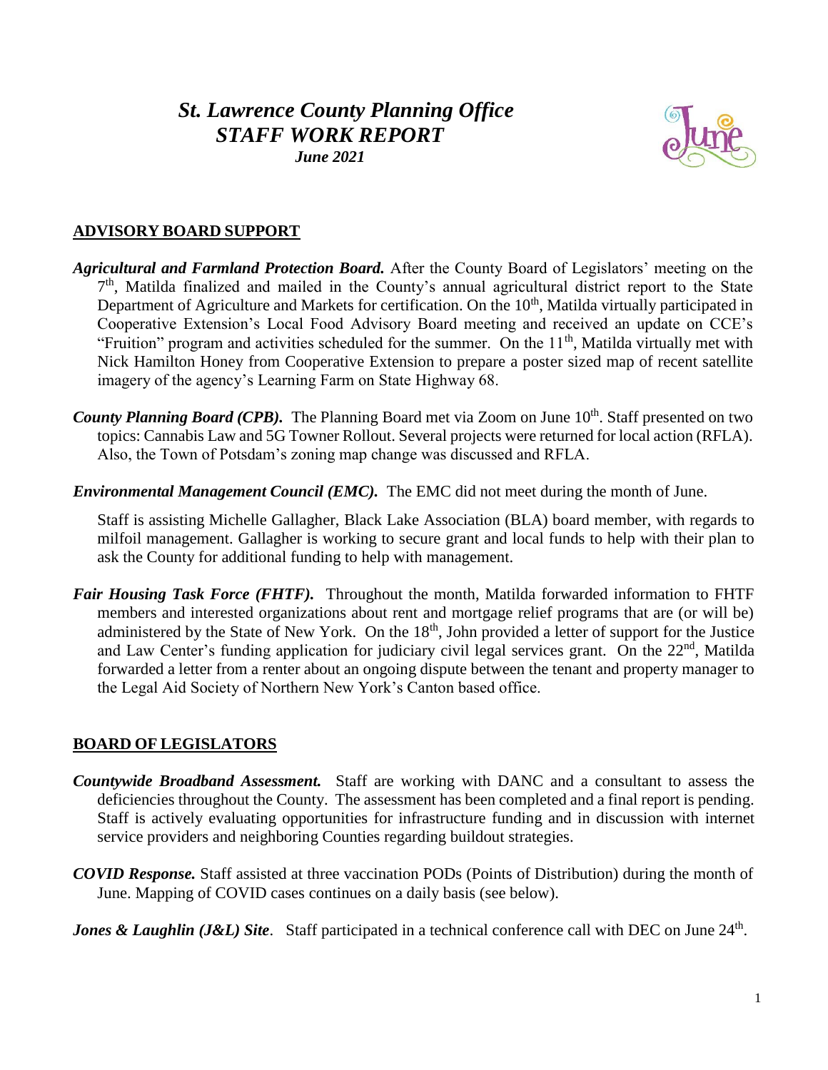# *St. Lawrence County Planning Office*
## *STAFF WORK REPORT*
### *June 2021*

## ADVISORY BOARD SUPPORT

***Agricultural and Farmland Protection Board.*** After the County Board of Legislators' meeting on the 7th, Matilda finalized and mailed in the County's annual agricultural district report to the State Department of Agriculture and Markets for certification. On the 10th, Matilda virtually participated in Cooperative Extension's Local Food Advisory Board meeting and received an update on CCE's "Fruition" program and activities scheduled for the summer. On the 11th, Matilda virtually met with Nick Hamilton Honey from Cooperative Extension to prepare a poster sized map of recent satellite imagery of the agency's Learning Farm on State Highway 68.

***County Planning Board (CPB).*** The Planning Board met via Zoom on June 10th. Staff presented on two topics: Cannabis Law and 5G Towner Rollout. Several projects were returned for local action (RFLA). Also, the Town of Potsdam's zoning map change was discussed and RFLA.

***Environmental Management Council (EMC).*** The EMC did not meet during the month of June.

Staff is assisting Michelle Gallagher, Black Lake Association (BLA) board member, with regards to milfoil management. Gallagher is working to secure grant and local funds to help with their plan to ask the County for additional funding to help with management.

***Fair Housing Task Force (FHTF).*** Throughout the month, Matilda forwarded information to FHTF members and interested organizations about rent and mortgage relief programs that are (or will be) administered by the State of New York. On the 18th, John provided a letter of support for the Justice and Law Center's funding application for judiciary civil legal services grant. On the 22nd, Matilda forwarded a letter from a renter about an ongoing dispute between the tenant and property manager to the Legal Aid Society of Northern New York's Canton based office.

## BOARD OF LEGISLATORS

***Countywide Broadband Assessment.*** Staff are working with DANC and a consultant to assess the deficiencies throughout the County. The assessment has been completed and a final report is pending. Staff is actively evaluating opportunities for infrastructure funding and in discussion with internet service providers and neighboring Counties regarding buildout strategies.

***COVID Response.*** Staff assisted at three vaccination PODs (Points of Distribution) during the month of June. Mapping of COVID cases continues on a daily basis (see below).

***Jones & Laughlin (J&L) Site***. Staff participated in a technical conference call with DEC on June 24th.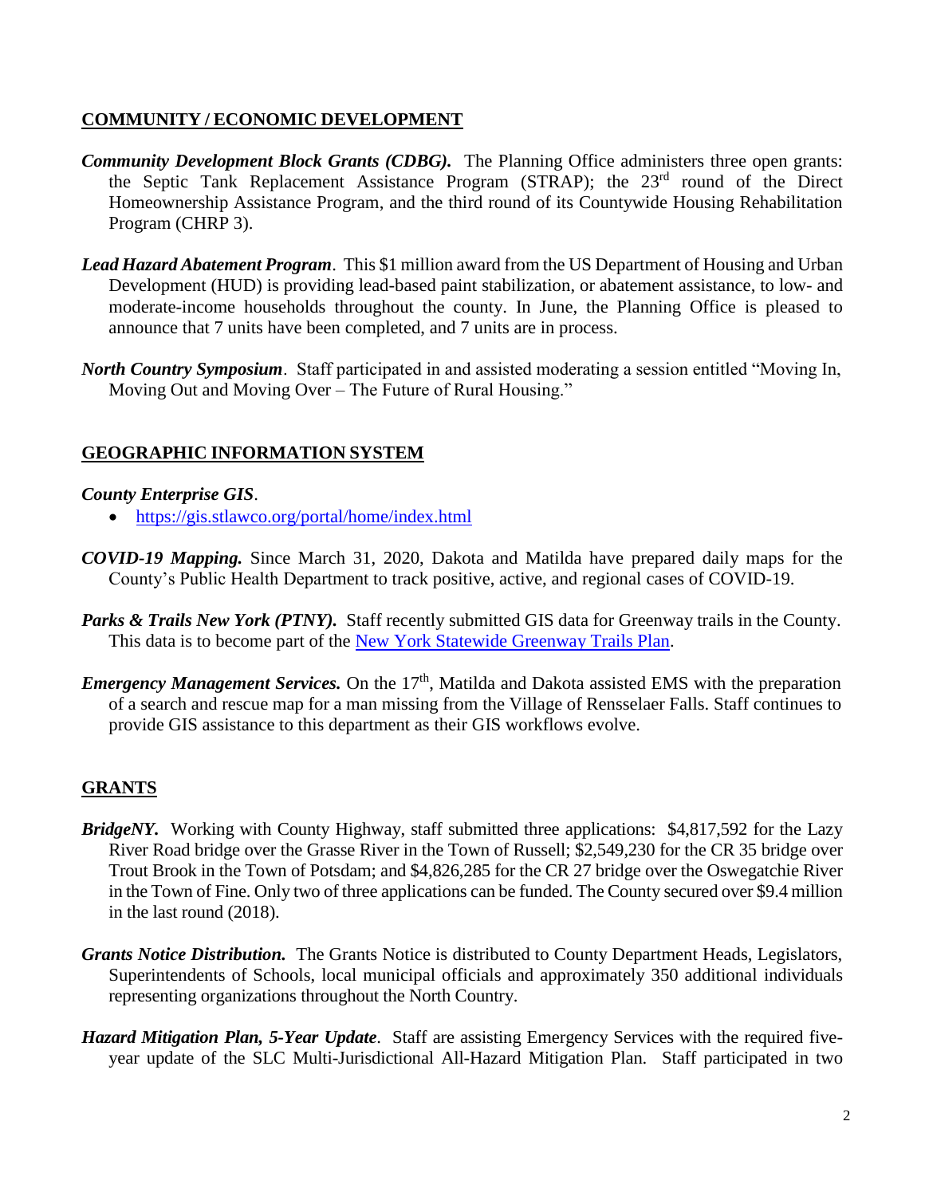## COMMUNITY / ECONOMIC DEVELOPMENT

***Community Development Block Grants (CDBG).*** The Planning Office administers three open grants: the Septic Tank Replacement Assistance Program (STRAP); the 23rd round of the Direct Homeownership Assistance Program, and the third round of its Countywide Housing Rehabilitation Program (CHRP 3).

***Lead Hazard Abatement Program***. This $1 million award from the US Department of Housing and Urban Development (HUD) is providing lead-based paint stabilization, or abatement assistance, to low- and moderate-income households throughout the county. In June, the Planning Office is pleased to announce that 7 units have been completed, and 7 units are in process.

***North Country Symposium***. Staff participated in and assisted moderating a session entitled "Moving In, Moving Out and Moving Over – The Future of Rural Housing."

## GEOGRAPHIC INFORMATION SYSTEM

***County Enterprise GIS***.

- https://gis.stlawco.org/portal/home/index.html

***COVID-19 Mapping.*** Since March 31, 2020, Dakota and Matilda have prepared daily maps for the County's Public Health Department to track positive, active, and regional cases of COVID-19.

***Parks & Trails New York (PTNY).*** Staff recently submitted GIS data for Greenway trails in the County. This data is to become part of the New York Statewide Greenway Trails Plan.

***Emergency Management Services.*** On the 17th, Matilda and Dakota assisted EMS with the preparation of a search and rescue map for a man missing from the Village of Rensselaer Falls. Staff continues to provide GIS assistance to this department as their GIS workflows evolve.

## GRANTS

***BridgeNY.*** Working with County Highway, staff submitted three applications: $4,817,592 for the Lazy River Road bridge over the Grasse River in the Town of Russell; $2,549,230 for the CR 35 bridge over Trout Brook in the Town of Potsdam; and $4,826,285 for the CR 27 bridge over the Oswegatchie River in the Town of Fine. Only two of three applications can be funded. The County secured over $9.4 million in the last round (2018).

***Grants Notice Distribution.*** The Grants Notice is distributed to County Department Heads, Legislators, Superintendents of Schools, local municipal officials and approximately 350 additional individuals representing organizations throughout the North Country.

***Hazard Mitigation Plan, 5-Year Update***. Staff are assisting Emergency Services with the required five-year update of the SLC Multi-Jurisdictional All-Hazard Mitigation Plan. Staff participated in two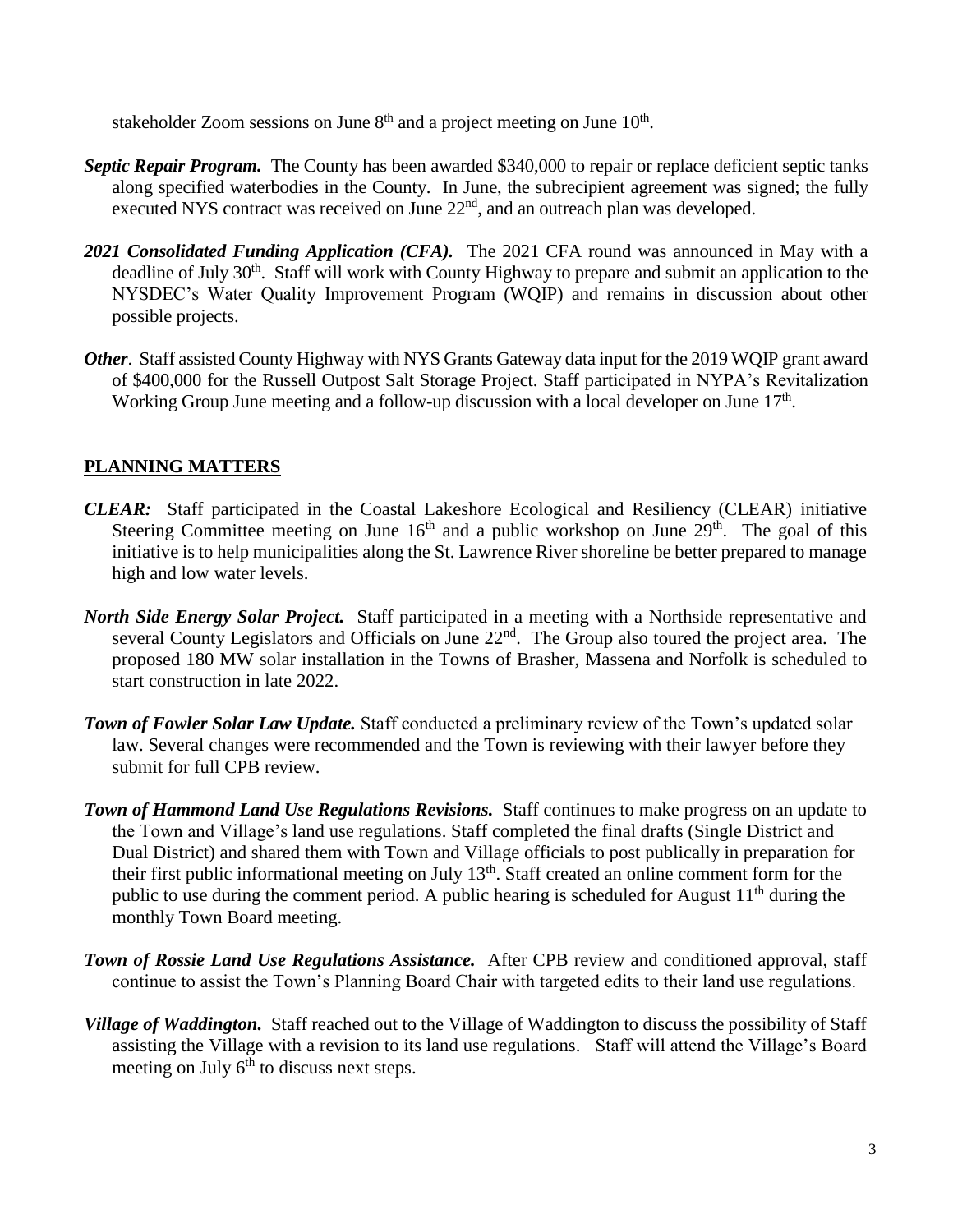stakeholder Zoom sessions on June 8th and a project meeting on June 10th.

***Septic Repair Program.*** The County has been awarded $340,000 to repair or replace deficient septic tanks along specified waterbodies in the County. In June, the subrecipient agreement was signed; the fully executed NYS contract was received on June 22nd, and an outreach plan was developed.

***2021 Consolidated Funding Application (CFA).*** The 2021 CFA round was announced in May with a deadline of July 30th. Staff will work with County Highway to prepare and submit an application to the NYSDEC's Water Quality Improvement Program (WQIP) and remains in discussion about other possible projects.

***Other*.** Staff assisted County Highway with NYS Grants Gateway data input for the 2019 WQIP grant award of $400,000 for the Russell Outpost Salt Storage Project. Staff participated in NYPA's Revitalization Working Group June meeting and a follow-up discussion with a local developer on June 17th.

## **PLANNING MATTERS**

***CLEAR:*** Staff participated in the Coastal Lakeshore Ecological and Resiliency (CLEAR) initiative Steering Committee meeting on June 16th and a public workshop on June 29th. The goal of this initiative is to help municipalities along the St. Lawrence River shoreline be better prepared to manage high and low water levels.

***North Side Energy Solar Project.*** Staff participated in a meeting with a Northside representative and several County Legislators and Officials on June 22nd. The Group also toured the project area. The proposed 180 MW solar installation in the Towns of Brasher, Massena and Norfolk is scheduled to start construction in late 2022.

***Town of Fowler Solar Law Update.*** Staff conducted a preliminary review of the Town's updated solar law. Several changes were recommended and the Town is reviewing with their lawyer before they submit for full CPB review.

***Town of Hammond Land Use Regulations Revisions.*** Staff continues to make progress on an update to the Town and Village's land use regulations. Staff completed the final drafts (Single District and Dual District) and shared them with Town and Village officials to post publically in preparation for their first public informational meeting on July 13th. Staff created an online comment form for the public to use during the comment period. A public hearing is scheduled for August 11th during the monthly Town Board meeting.

***Town of Rossie Land Use Regulations Assistance.*** After CPB review and conditioned approval, staff continue to assist the Town's Planning Board Chair with targeted edits to their land use regulations.

***Village of Waddington.*** Staff reached out to the Village of Waddington to discuss the possibility of Staff assisting the Village with a revision to its land use regulations. Staff will attend the Village's Board meeting on July 6th to discuss next steps.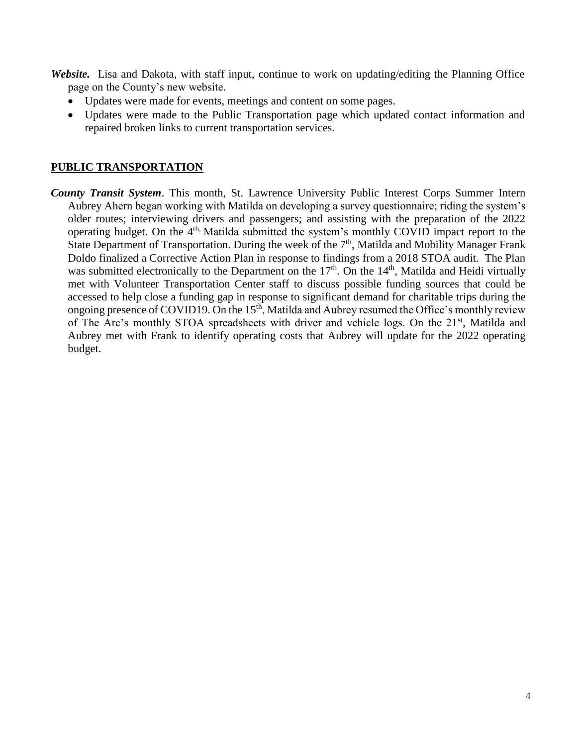***Website.*** Lisa and Dakota, with staff input, continue to work on updating/editing the Planning Office page on the County's new website.

- Updates were made for events, meetings and content on some pages.
- Updates were made to the Public Transportation page which updated contact information and repaired broken links to current transportation services.

## PUBLIC TRANSPORTATION

***County Transit System***. This month, St. Lawrence University Public Interest Corps Summer Intern Aubrey Ahern began working with Matilda on developing a survey questionnaire; riding the system's older routes; interviewing drivers and passengers; and assisting with the preparation of the 2022 operating budget. On the 4th, Matilda submitted the system's monthly COVID impact report to the State Department of Transportation. During the week of the 7th, Matilda and Mobility Manager Frank Doldo finalized a Corrective Action Plan in response to findings from a 2018 STOA audit. The Plan was submitted electronically to the Department on the 17th. On the 14th, Matilda and Heidi virtually met with Volunteer Transportation Center staff to discuss possible funding sources that could be accessed to help close a funding gap in response to significant demand for charitable trips during the ongoing presence of COVID19. On the 15th, Matilda and Aubrey resumed the Office's monthly review of The Arc's monthly STOA spreadsheets with driver and vehicle logs. On the 21st, Matilda and Aubrey met with Frank to identify operating costs that Aubrey will update for the 2022 operating budget.